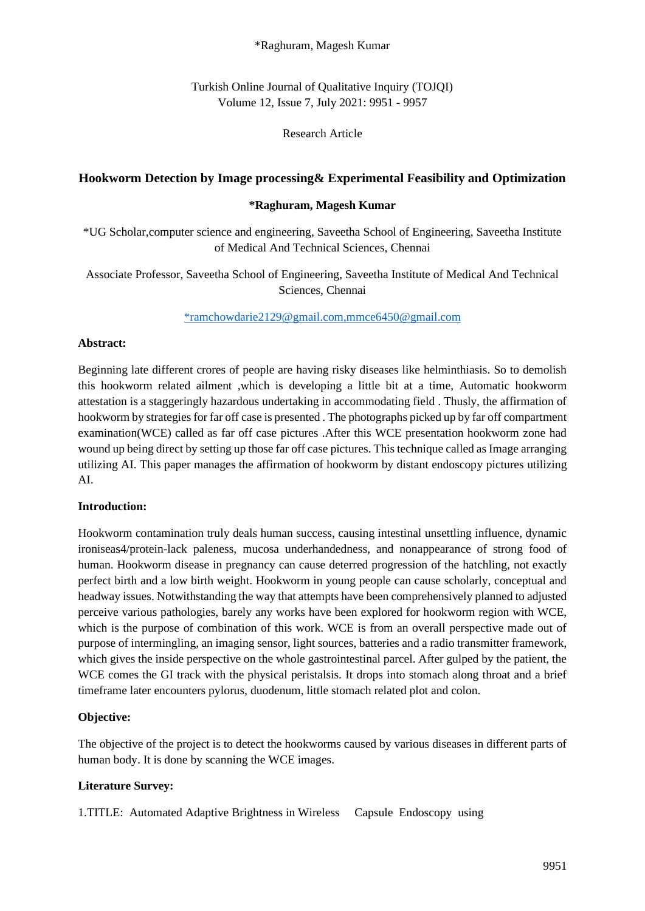# Hookworm Detection by Image processing& Experimental Feasibility and Optimization

**\*Raghuram, Magesh Kumar**

\*UG Scholar,computer science and engineering, Saveetha School of Engineering, Saveetha Institute of Medical And Technical Sciences, Chennai

Associate Professor, Saveetha School of Engineering, Saveetha Institute of Medical And Technical Sciences, Chennai

*ramchowdarie2129@gmail.com,mmce6450@gmail.com

**Abstract:**

Beginning late different crores of people are having risky diseases like helminthiasis. So to demolish this hookworm related ailment ,which is developing a little bit at a time, Automatic hookworm attestation is a staggeringly hazardous undertaking in accommodating field . Thusly, the affirmation of hookworm by strategies for far off case is presented . The photographs picked up by far off compartment examination(WCE) called as far off case pictures .After this WCE presentation hookworm zone had wound up being direct by setting up those far off case pictures. This technique called as Image arranging utilizing AI. This paper manages the affirmation of hookworm by distant endoscopy pictures utilizing AI.

**Introduction:**

Hookworm contamination truly deals human success, causing intestinal unsettling influence, dynamic ironiseas4/protein-lack paleness, mucosa underhandedness, and nonappearance of strong food of human. Hookworm disease in pregnancy can cause deterred progression of the hatchling, not exactly perfect birth and a low birth weight. Hookworm in young people can cause scholarly, conceptual and headway issues. Notwithstanding the way that attempts have been comprehensively planned to adjusted perceive various pathologies, barely any works have been explored for hookworm region with WCE, which is the purpose of combination of this work. WCE is from an overall perspective made out of purpose of intermingling, an imaging sensor, light sources, batteries and a radio transmitter framework, which gives the inside perspective on the whole gastrointestinal parcel. After gulped by the patient, the WCE comes the GI track with the physical peristalsis. It drops into stomach along throat and a brief timeframe later encounters pylorus, duodenum, little stomach related plot and colon.

**Objective:**

The objective of the project is to detect the hookworms caused by various diseases in different parts of human body. It is done by scanning the WCE images.

**Literature Survey:**

1.TITLE: Automated Adaptive Brightness in Wireless Capsule Endoscopy using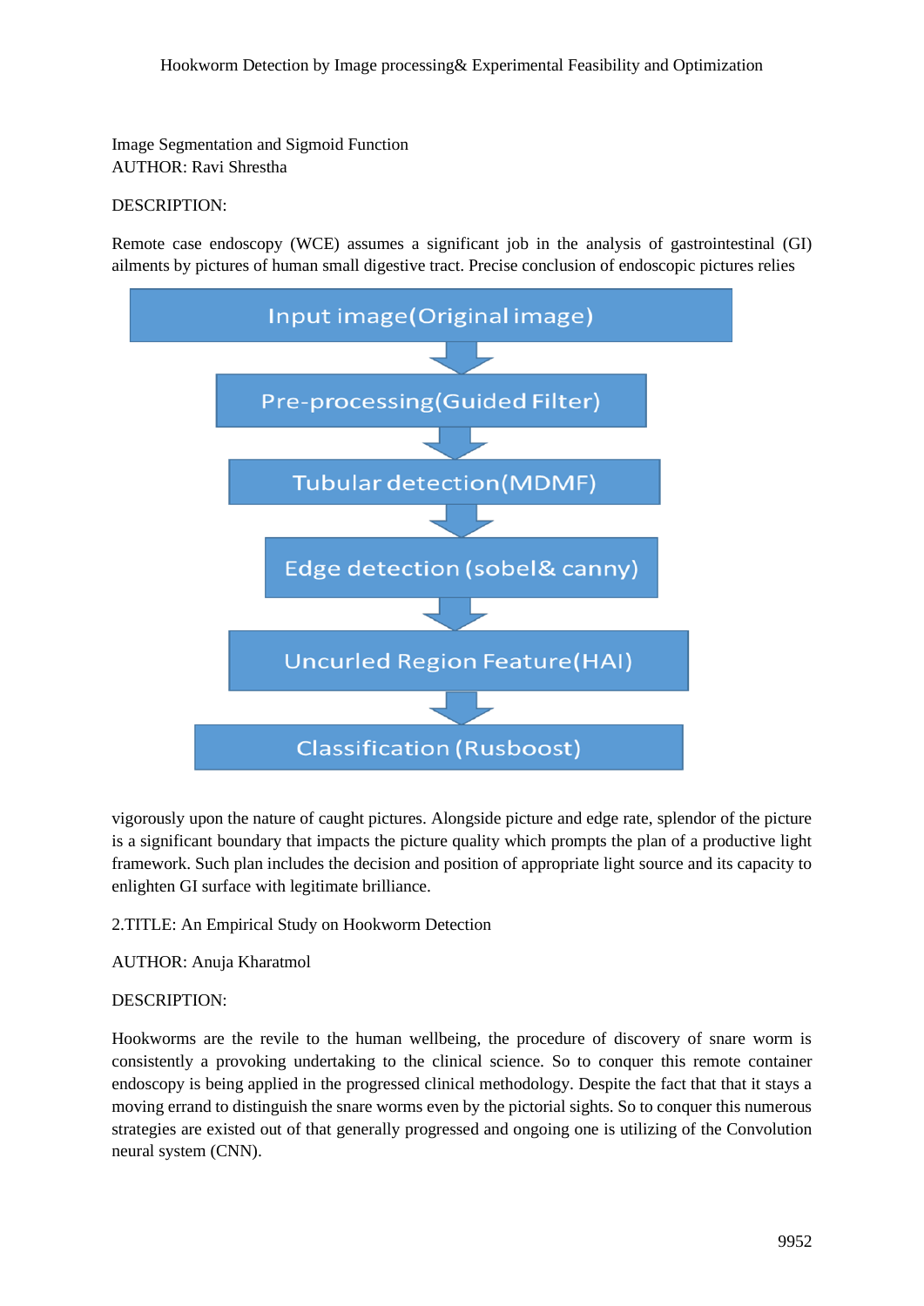Image Segmentation and Sigmoid Function
AUTHOR: Ravi Shrestha

DESCRIPTION:

Remote case endoscopy (WCE) assumes a significant job in the analysis of gastrointestinal (GI) ailments by pictures of human small digestive tract. Precise conclusion of endoscopic pictures relies vigorously upon the nature of caught pictures. Alongside picture and edge rate, splendor of the picture is a significant boundary that impacts the picture quality which prompts the plan of a productive light framework. Such plan includes the decision and position of appropriate light source and its capacity to enlighten GI surface with legitimate brilliance.

Input image(Original image)
↓
Pre-processing(Guided Filter)
↓
Tubular detection(MDMF)
↓
Edge detection (sobel& canny)
↓
Uncurled Region Feature(HAI)
↓
Classification (Rusboost)

2.TITLE: An Empirical Study on Hookworm Detection

AUTHOR: Anuja Kharatmol

DESCRIPTION:

Hookworms are the revile to the human wellbeing, the procedure of discovery of snare worm is consistently a provoking undertaking to the clinical science. So to conquer this remote container endoscopy is being applied in the progressed clinical methodology. Despite the fact that that it stays a moving errand to distinguish the snare worms even by the pictorial sights. So to conquer this numerous strategies are existed out of that generally progressed and ongoing one is utilizing of the Convolution neural system (CNN).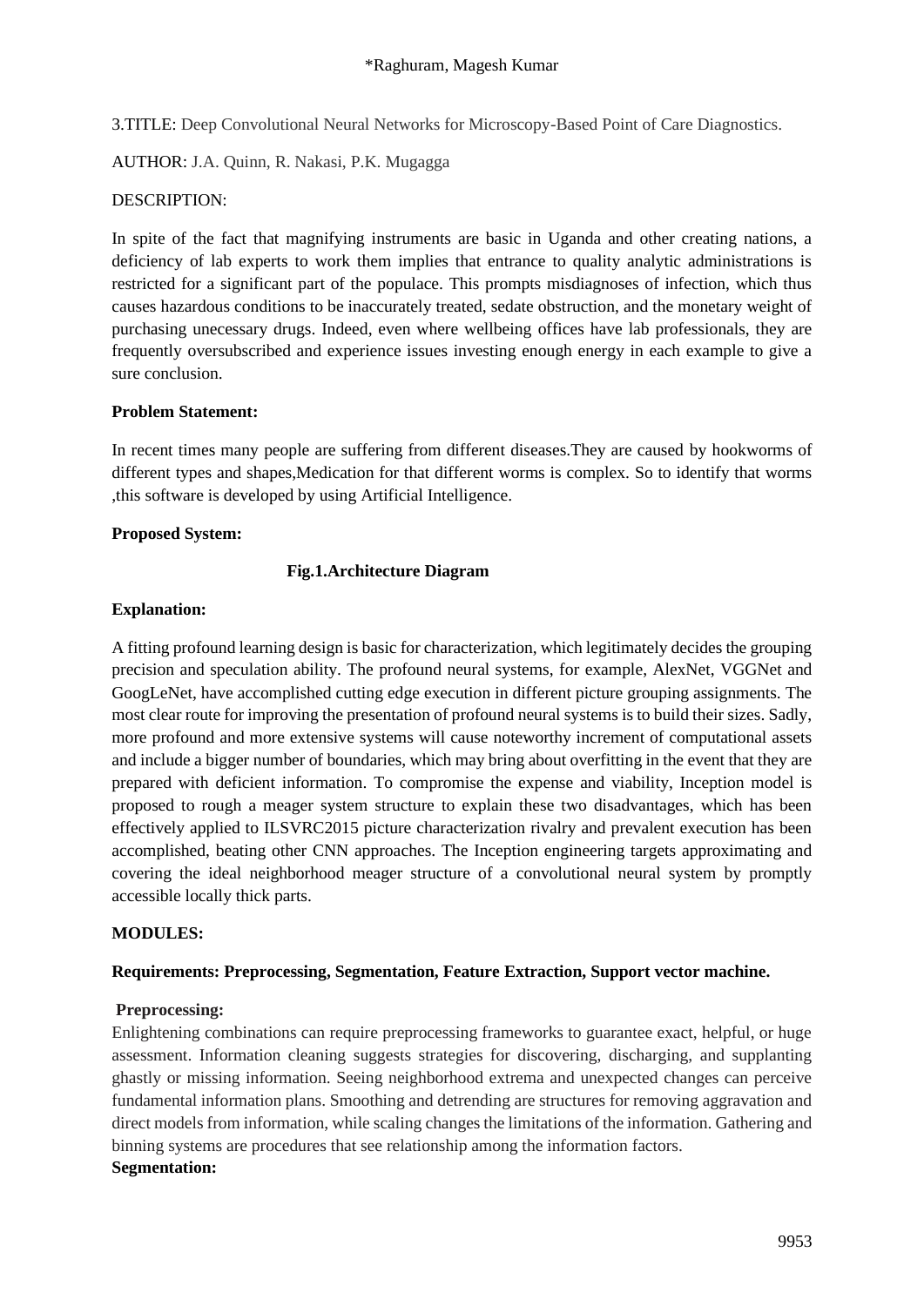3.TITLE: Deep Convolutional Neural Networks for Microscopy-Based Point of Care Diagnostics.

AUTHOR: J.A. Quinn, R. Nakasi, P.K. Mugagga

DESCRIPTION:

In spite of the fact that magnifying instruments are basic in Uganda and other creating nations, a deficiency of lab experts to work them implies that entrance to quality analytic administrations is restricted for a significant part of the populace. This prompts misdiagnoses of infection, which thus causes hazardous conditions to be inaccurately treated, sedate obstruction, and the monetary weight of purchasing unecessary drugs. Indeed, even where wellbeing offices have lab professionals, they are frequently oversubscribed and experience issues investing enough energy in each example to give a sure conclusion.

**Problem Statement:**

In recent times many people are suffering from different diseases.They are caused by hookworms of different types and shapes,Medication for that different worms is complex. So to identify that worms ,this software is developed by using Artificial Intelligence.

**Proposed System:**

**Fig.1.Architecture Diagram**

**Explanation:**

A fitting profound learning design is basic for characterization, which legitimately decides the grouping precision and speculation ability. The profound neural systems, for example, AlexNet, VGGNet and GoogLeNet, have accomplished cutting edge execution in different picture grouping assignments. The most clear route for improving the presentation of profound neural systems is to build their sizes. Sadly, more profound and more extensive systems will cause noteworthy increment of computational assets and include a bigger number of boundaries, which may bring about overfitting in the event that they are prepared with deficient information. To compromise the expense and viability, Inception model is proposed to rough a meager system structure to explain these two disadvantages, which has been effectively applied to ILSVRC2015 picture characterization rivalry and prevalent execution has been accomplished, beating other CNN approaches. The Inception engineering targets approximating and covering the ideal neighborhood meager structure of a convolutional neural system by promptly accessible locally thick parts.

**MODULES:**

**Requirements: Preprocessing, Segmentation, Feature Extraction, Support vector machine.**

**Preprocessing:**

Enlightening combinations can require preprocessing frameworks to guarantee exact, helpful, or huge assessment. Information cleaning suggests strategies for discovering, discharging, and supplanting ghastly or missing information. Seeing neighborhood extrema and unexpected changes can perceive fundamental information plans. Smoothing and detrending are structures for removing aggravation and direct models from information, while scaling changes the limitations of the information. Gathering and binning systems are procedures that see relationship among the information factors.

**Segmentation:**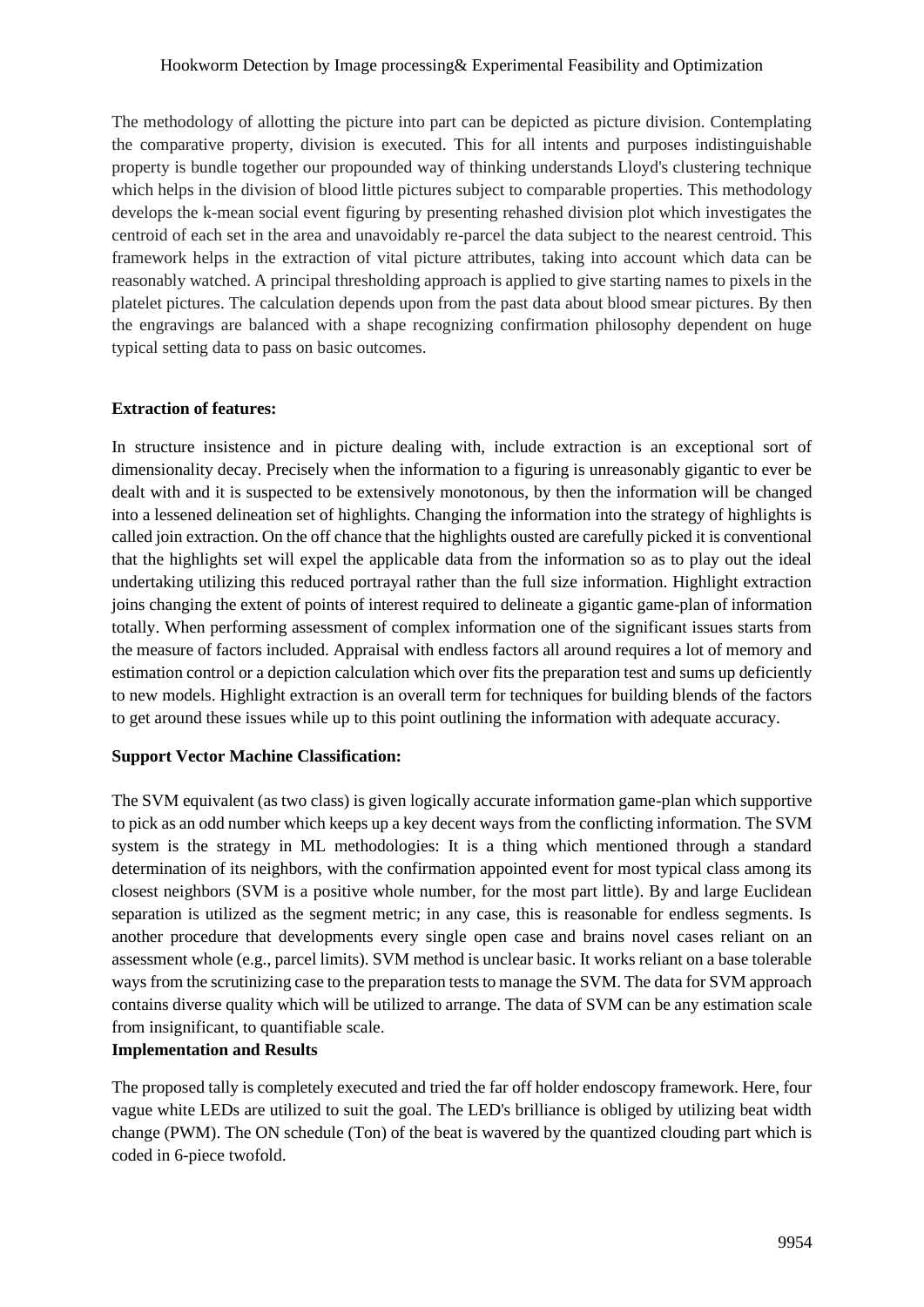The methodology of allotting the picture into part can be depicted as picture division. Contemplating the comparative property, division is executed. This for all intents and purposes indistinguishable property is bundle together our propounded way of thinking understands Lloyd's clustering technique which helps in the division of blood little pictures subject to comparable properties. This methodology develops the k-mean social event figuring by presenting rehashed division plot which investigates the centroid of each set in the area and unavoidably re-parcel the data subject to the nearest centroid. This framework helps in the extraction of vital picture attributes, taking into account which data can be reasonably watched. A principal thresholding approach is applied to give starting names to pixels in the platelet pictures. The calculation depends upon from the past data about blood smear pictures. By then the engravings are balanced with a shape recognizing confirmation philosophy dependent on huge typical setting data to pass on basic outcomes.

**Extraction of features:**

In structure insistence and in picture dealing with, include extraction is an exceptional sort of dimensionality decay. Precisely when the information to a figuring is unreasonably gigantic to ever be dealt with and it is suspected to be extensively monotonous, by then the information will be changed into a lessened delineation set of highlights. Changing the information into the strategy of highlights is called join extraction. On the off chance that the highlights ousted are carefully picked it is conventional that the highlights set will expel the applicable data from the information so as to play out the ideal undertaking utilizing this reduced portrayal rather than the full size information. Highlight extraction joins changing the extent of points of interest required to delineate a gigantic game-plan of information totally. When performing assessment of complex information one of the significant issues starts from the measure of factors included. Appraisal with endless factors all around requires a lot of memory and estimation control or a depiction calculation which over fits the preparation test and sums up deficiently to new models. Highlight extraction is an overall term for techniques for building blends of the factors to get around these issues while up to this point outlining the information with adequate accuracy.

**Support Vector Machine Classification:**

The SVM equivalent (as two class) is given logically accurate information game-plan which supportive to pick as an odd number which keeps up a key decent ways from the conflicting information. The SVM system is the strategy in ML methodologies: It is a thing which mentioned through a standard determination of its neighbors, with the confirmation appointed event for most typical class among its closest neighbors (SVM is a positive whole number, for the most part little). By and large Euclidean separation is utilized as the segment metric; in any case, this is reasonable for endless segments. Is another procedure that developments every single open case and brains novel cases reliant on an assessment whole (e.g., parcel limits). SVM method is unclear basic. It works reliant on a base tolerable ways from the scrutinizing case to the preparation tests to manage the SVM. The data for SVM approach contains diverse quality which will be utilized to arrange. The data of SVM can be any estimation scale from insignificant, to quantifiable scale.

**Implementation and Results**

The proposed tally is completely executed and tried the far off holder endoscopy framework. Here, four vague white LEDs are utilized to suit the goal. The LED's brilliance is obliged by utilizing beat width change (PWM). The ON schedule (Ton) of the beat is wavered by the quantized clouding part which is coded in 6-piece twofold.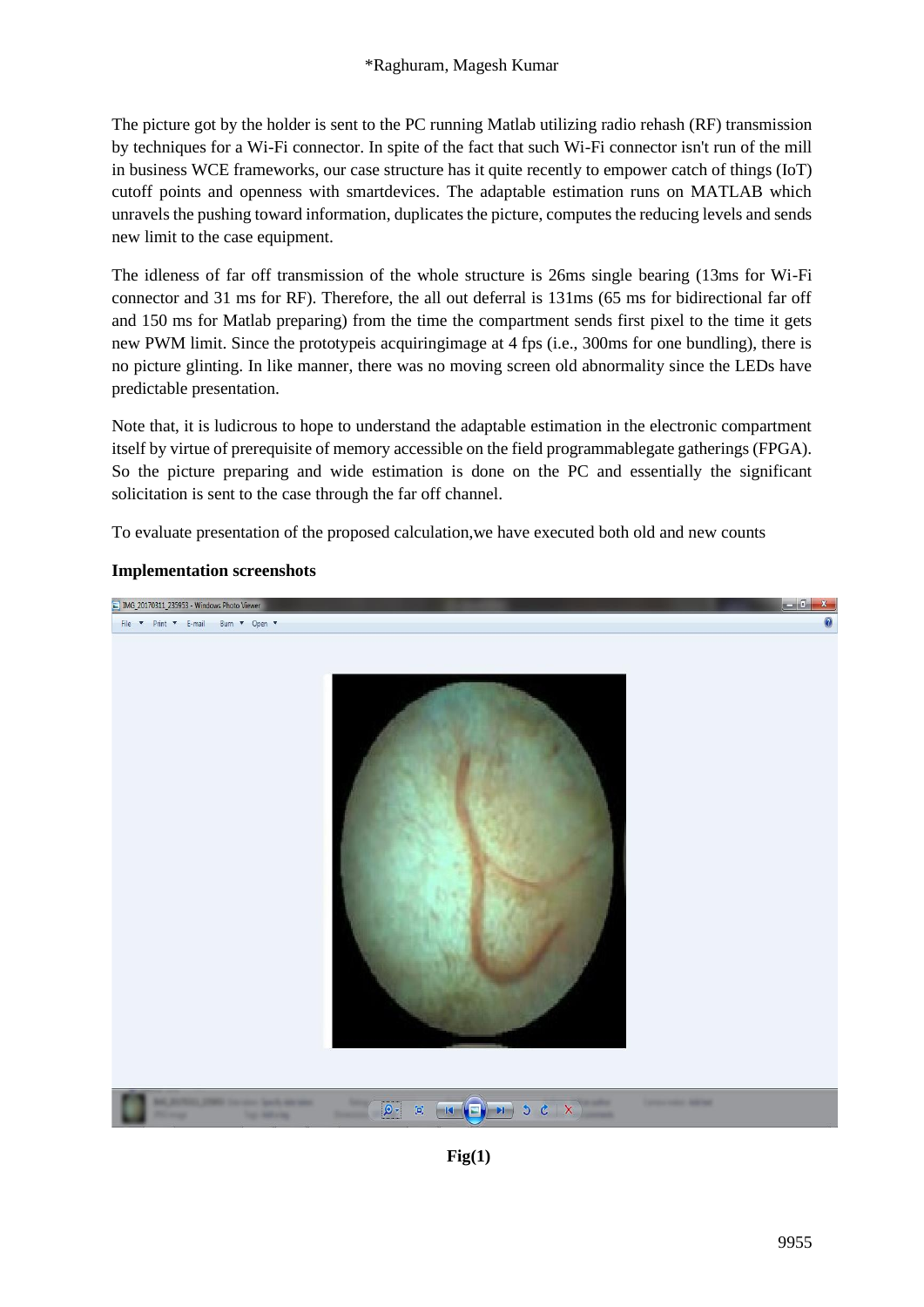The picture got by the holder is sent to the PC running Matlab utilizing radio rehash (RF) transmission by techniques for a Wi-Fi connector. In spite of the fact that such Wi-Fi connector isn't run of the mill in business WCE frameworks, our case structure has it quite recently to empower catch of things (IoT) cutoff points and openness with smartdevices. The adaptable estimation runs on MATLAB which unravels the pushing toward information, duplicates the picture, computes the reducing levels and sends new limit to the case equipment.

The idleness of far off transmission of the whole structure is 26ms single bearing (13ms for Wi-Fi connector and 31 ms for RF). Therefore, the all out deferral is 131ms (65 ms for bidirectional far off and 150 ms for Matlab preparing) from the time the compartment sends first pixel to the time it gets new PWM limit. Since the prototypeis acquiringimage at 4 fps (i.e., 300ms for one bundling), there is no picture glinting. In like manner, there was no moving screen old abnormality since the LEDs have predictable presentation.

Note that, it is ludicrous to hope to understand the adaptable estimation in the electronic compartment itself by virtue of prerequisite of memory accessible on the field programmablegate gatherings (FPGA). So the picture preparing and wide estimation is done on the PC and essentially the significant solicitation is sent to the case through the far off channel.

To evaluate presentation of the proposed calculation,we have executed both old and new counts

**Implementation screenshots**

**Fig(1)**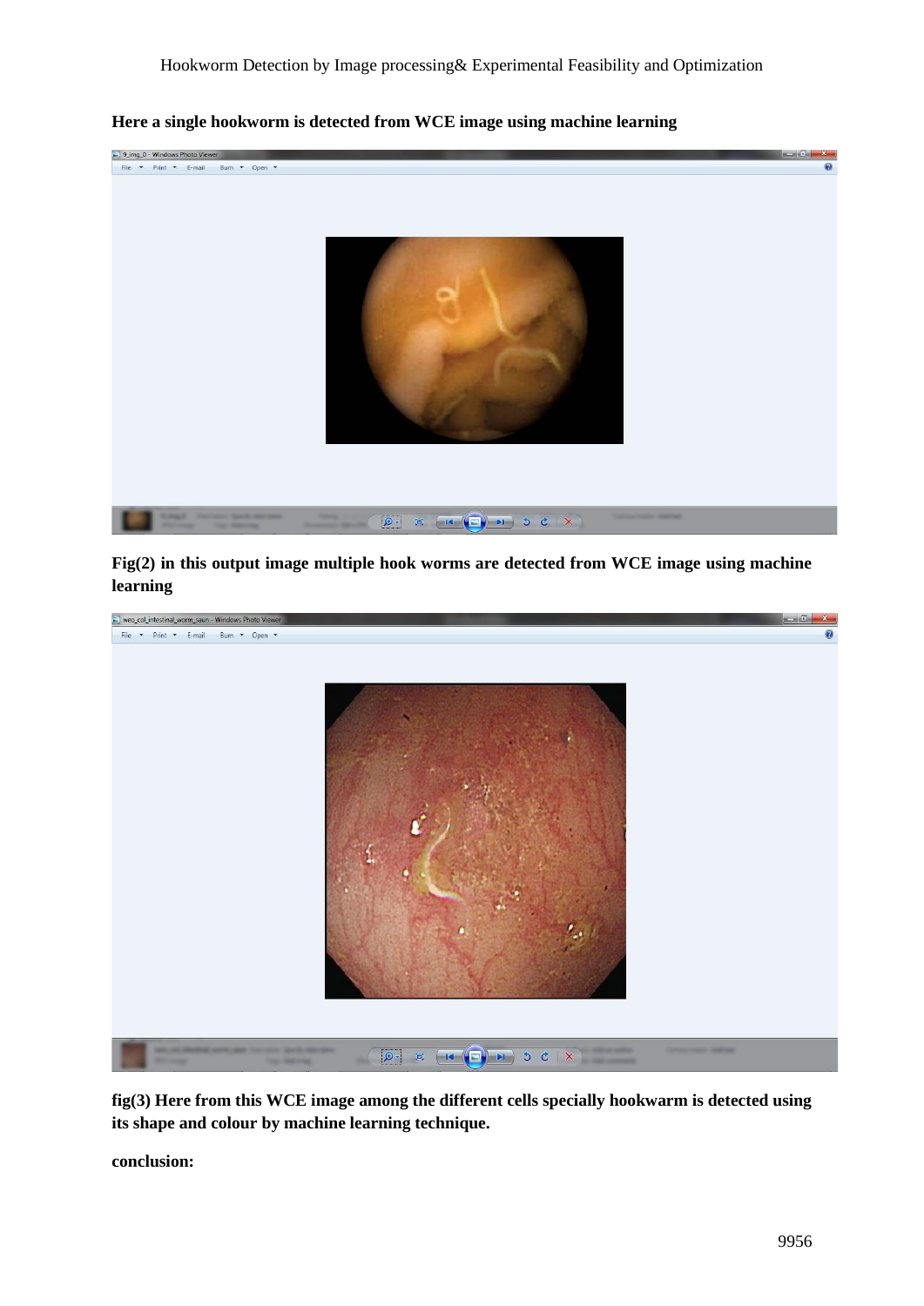**Here a single hookworm is detected from WCE image using machine learning**

**Fig(2) in this output image multiple hook worms are detected from WCE image using machine learning**

**fig(3) Here from this WCE image among the different cells specially hookwarm is detected using its shape and colour by machine learning technique.**

**conclusion:**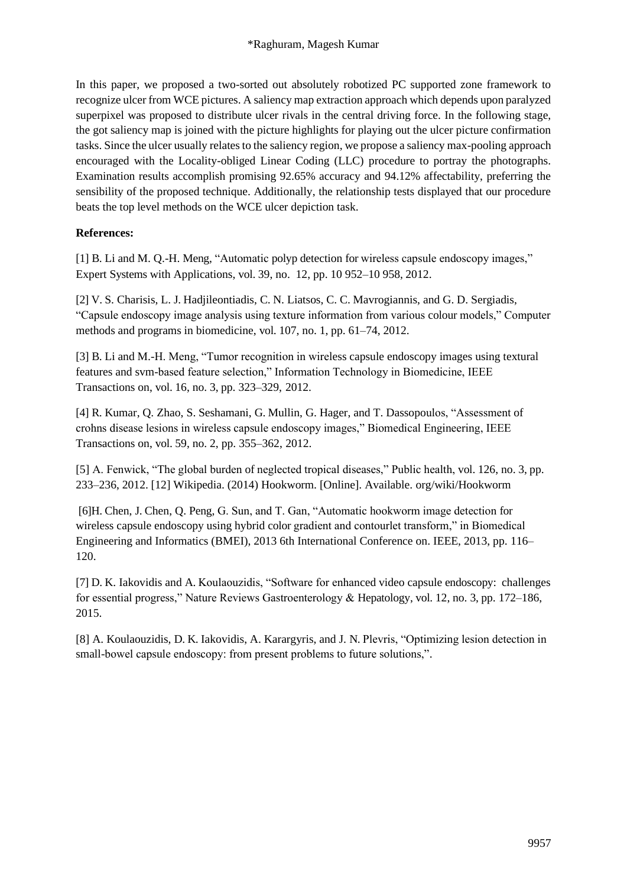In this paper, we proposed a two-sorted out absolutely robotized PC supported zone framework to recognize ulcer from WCE pictures. A saliency map extraction approach which depends upon paralyzed superpixel was proposed to distribute ulcer rivals in the central driving force. In the following stage, the got saliency map is joined with the picture highlights for playing out the ulcer picture confirmation tasks. Since the ulcer usually relates to the saliency region, we propose a saliency max-pooling approach encouraged with the Locality-obliged Linear Coding (LLC) procedure to portray the photographs. Examination results accomplish promising 92.65% accuracy and 94.12% affectability, preferring the sensibility of the proposed technique. Additionally, the relationship tests displayed that our procedure beats the top level methods on the WCE ulcer depiction task.

**References:**

[1] B. Li and M. Q.-H. Meng, "Automatic polyp detection for wireless capsule endoscopy images," Expert Systems with Applications, vol. 39, no. 12, pp. 10 952–10 958, 2012.

[2] V. S. Charisis, L. J. Hadjileontiadis, C. N. Liatsos, C. C. Mavrogiannis, and G. D. Sergiadis, "Capsule endoscopy image analysis using texture information from various colour models," Computer methods and programs in biomedicine, vol. 107, no. 1, pp. 61–74, 2012.

[3] B. Li and M.-H. Meng, "Tumor recognition in wireless capsule endoscopy images using textural features and svm-based feature selection," Information Technology in Biomedicine, IEEE Transactions on, vol. 16, no. 3, pp. 323–329, 2012.

[4] R. Kumar, Q. Zhao, S. Seshamani, G. Mullin, G. Hager, and T. Dassopoulos, "Assessment of crohns disease lesions in wireless capsule endoscopy images," Biomedical Engineering, IEEE Transactions on, vol. 59, no. 2, pp. 355–362, 2012.

[5] A. Fenwick, "The global burden of neglected tropical diseases," Public health, vol. 126, no. 3, pp. 233–236, 2012. [12] Wikipedia. (2014) Hookworm. [Online]. Available. org/wiki/Hookworm

[6]H. Chen, J. Chen, Q. Peng, G. Sun, and T. Gan, "Automatic hookworm image detection for wireless capsule endoscopy using hybrid color gradient and contourlet transform," in Biomedical Engineering and Informatics (BMEI), 2013 6th International Conference on. IEEE, 2013, pp. 116–120.

[7] D. K. Iakovidis and A. Koulaouzidis, "Software for enhanced video capsule endoscopy: challenges for essential progress," Nature Reviews Gastroenterology & Hepatology, vol. 12, no. 3, pp. 172–186, 2015.

[8] A. Koulaouzidis, D. K. Iakovidis, A. Karargyris, and J. N. Plevris, "Optimizing lesion detection in small-bowel capsule endoscopy: from present problems to future solutions,".